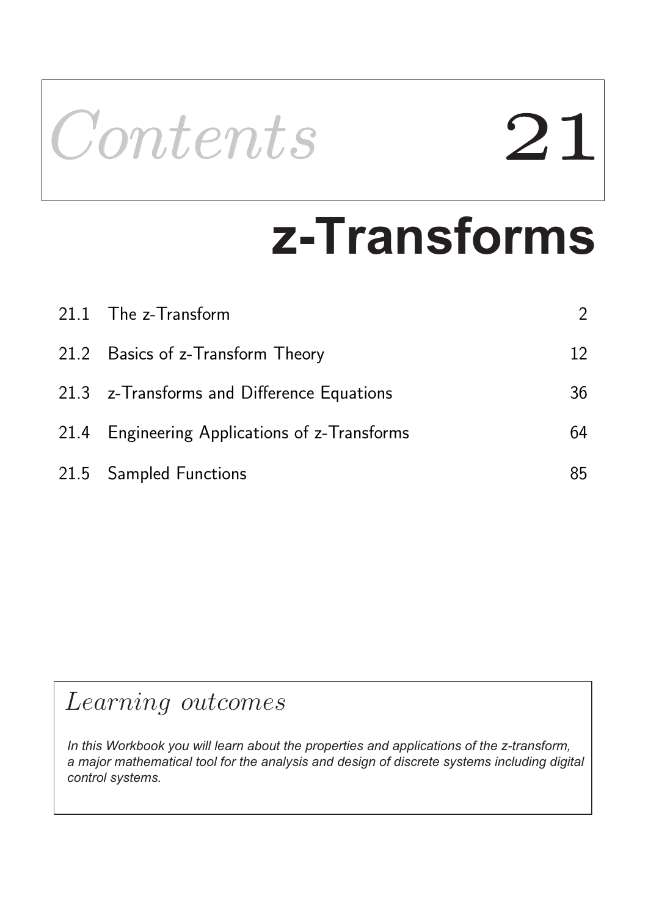# Contents 21

# z-Transforms

| | | |
|---|---|---|
| 21.1 | The z-Transform | 2 |
| 21.2 | Basics of z-Transform Theory | 12 |
| 21.3 | z-Transforms and Difference Equations | 36 |
| 21.4 | Engineering Applications of z-Transforms | 64 |
| 21.5 | Sampled Functions | 85 |

## *Learning outcomes*

*In this Workbook you will learn about the properties and applications of the z-transform, a major mathematical tool for the analysis and design of discrete systems including digital control systems.*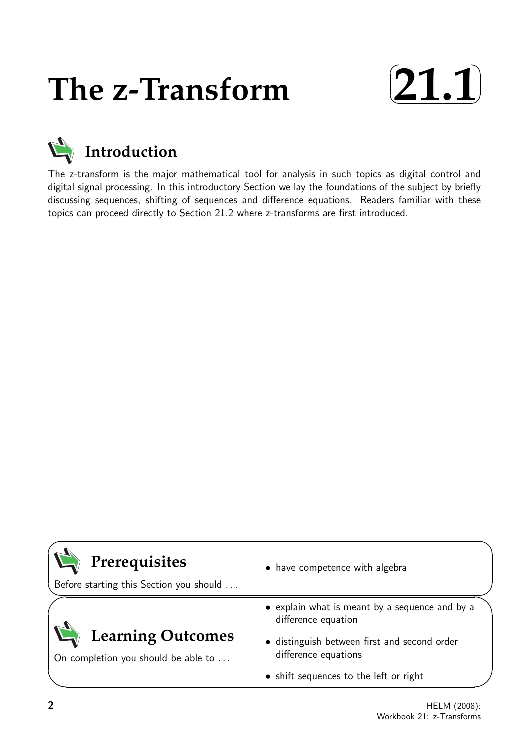# The z-Transform

# 21.1

## Introduction

The z-transform is the major mathematical tool for analysis in such topics as digital control and digital signal processing. In this introductory Section we lay the foundations of the subject by briefly discussing sequences, shifting of sequences and difference equations. Readers familiar with these topics can proceed directly to Section 21.2 where z-transforms are first introduced.

## Prerequisites

Before starting this Section you should ...

- have competence with algebra

## Learning Outcomes

On completion you should be able to ...

- explain what is meant by a sequence and by a difference equation
- distinguish between first and second order difference equations
- shift sequences to the left or right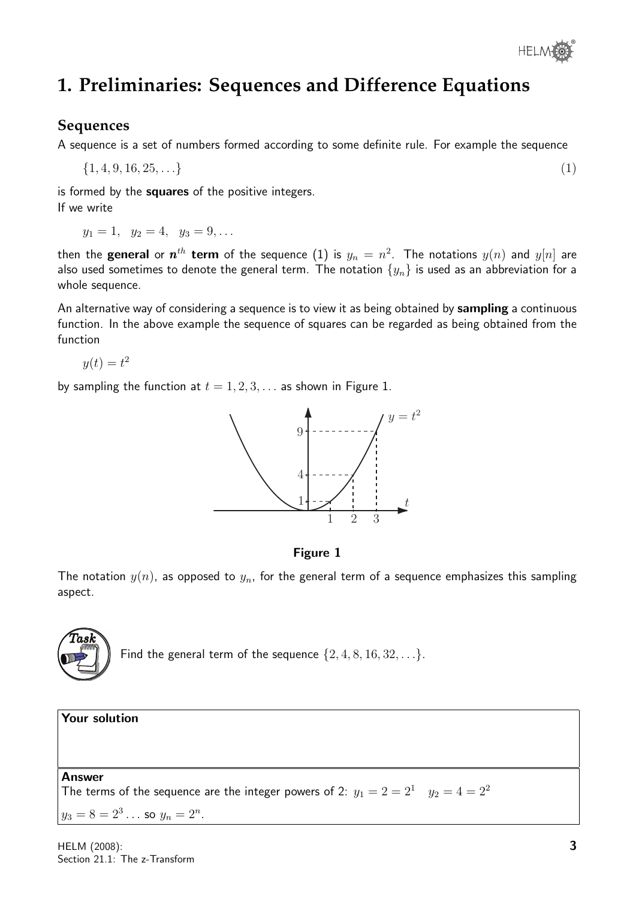# 1. Preliminaries: Sequences and Difference Equations

## Sequences

A sequence is a set of numbers formed according to some definite rule. For example the sequence

$$\{1, 4, 9, 16, 25, \ldots\} \quad (1)$$

is formed by the **squares** of the positive integers.
If we write

$$y_1 = 1, \quad y_2 = 4, \quad y_3 = 9, \ldots$$

then the **general** or $n^{th}$ **term** of the sequence (1) is $y_n = n^2$. The notations $y(n)$ and $y[n]$ are also used sometimes to denote the general term. The notation $\{y_n\}$ is used as an abbreviation for a whole sequence.

An alternative way of considering a sequence is to view it as being obtained by **sampling** a continuous function. In the above example the sequence of squares can be regarded as being obtained from the function

$$y(t) = t^2$$

by sampling the function at $t = 1, 2, 3, \ldots$ as shown in Figure 1.

$y = t^2$

9

4

1

$t$

1 2 3

**Figure 1**

The notation $y(n)$, as opposed to $y_n$, for the general term of a sequence emphasizes this sampling aspect.

**Task**

Find the general term of the sequence $\{2, 4, 8, 16, 32, \ldots\}$.

**Your solution**

**Answer**

The terms of the sequence are the integer powers of 2: $y_1 = 2 = 2^1 \quad y_2 = 4 = 2^2$

$y_3 = 8 = 2^3 \ldots$ so $y_n = 2^n$.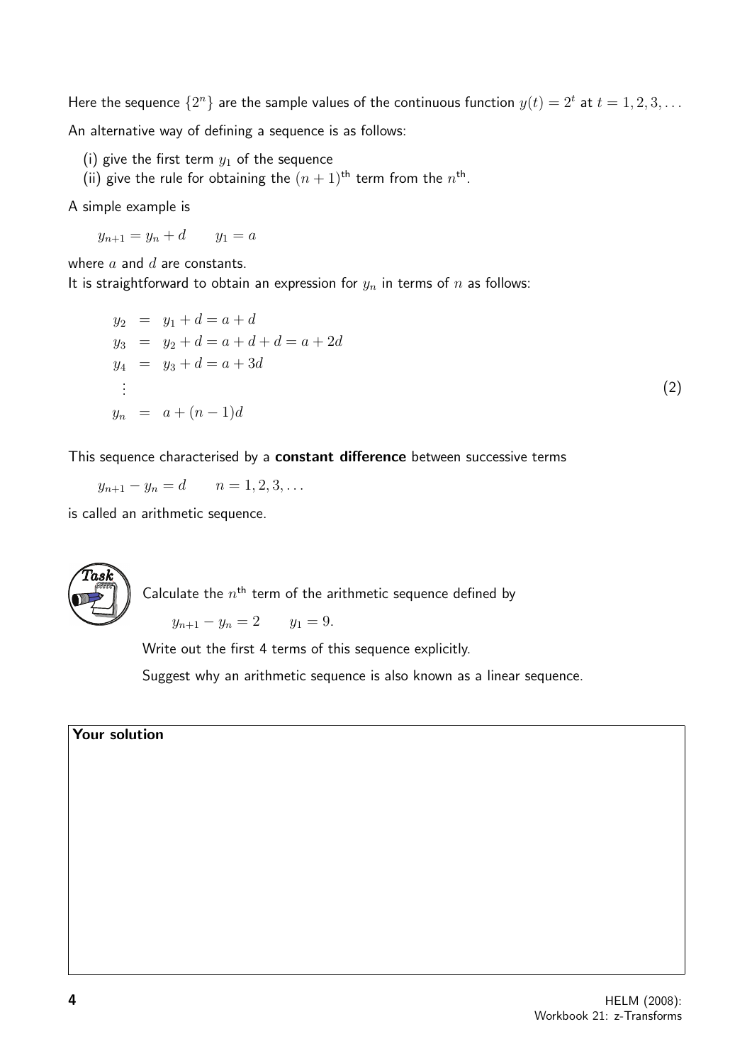Here the sequence $\{2^n\}$ are the sample values of the continuous function $y(t) = 2^t$ at $t = 1, 2, 3, \ldots$

An alternative way of defining a sequence is as follows:

(i) give the first term $y_1$ of the sequence

(ii) give the rule for obtaining the $(n+1)^{\text{th}}$ term from the $n^{\text{th}}$.

A simple example is

$$y_{n+1} = y_n + d \qquad y_1 = a$$

where $a$ and $d$ are constants.

It is straightforward to obtain an expression for $y_n$ in terms of $n$ as follows:

$$\begin{aligned}
y_2 &= y_1 + d = a + d \\
y_3 &= y_2 + d = a + d + d = a + 2d \\
y_4 &= y_3 + d = a + 3d \\
&\vdots \\
y_n &= a + (n-1)d
\end{aligned} \tag{2}$$

This sequence characterised by a **constant difference** between successive terms

$$y_{n+1} - y_n = d \qquad n = 1, 2, 3, \ldots$$

is called an arithmetic sequence.

**Task**

Calculate the $n^{\text{th}}$ term of the arithmetic sequence defined by

$$y_{n+1} - y_n = 2 \qquad y_1 = 9.$$

Write out the first 4 terms of this sequence explicitly.

Suggest why an arithmetic sequence is also known as a linear sequence.

**Your solution**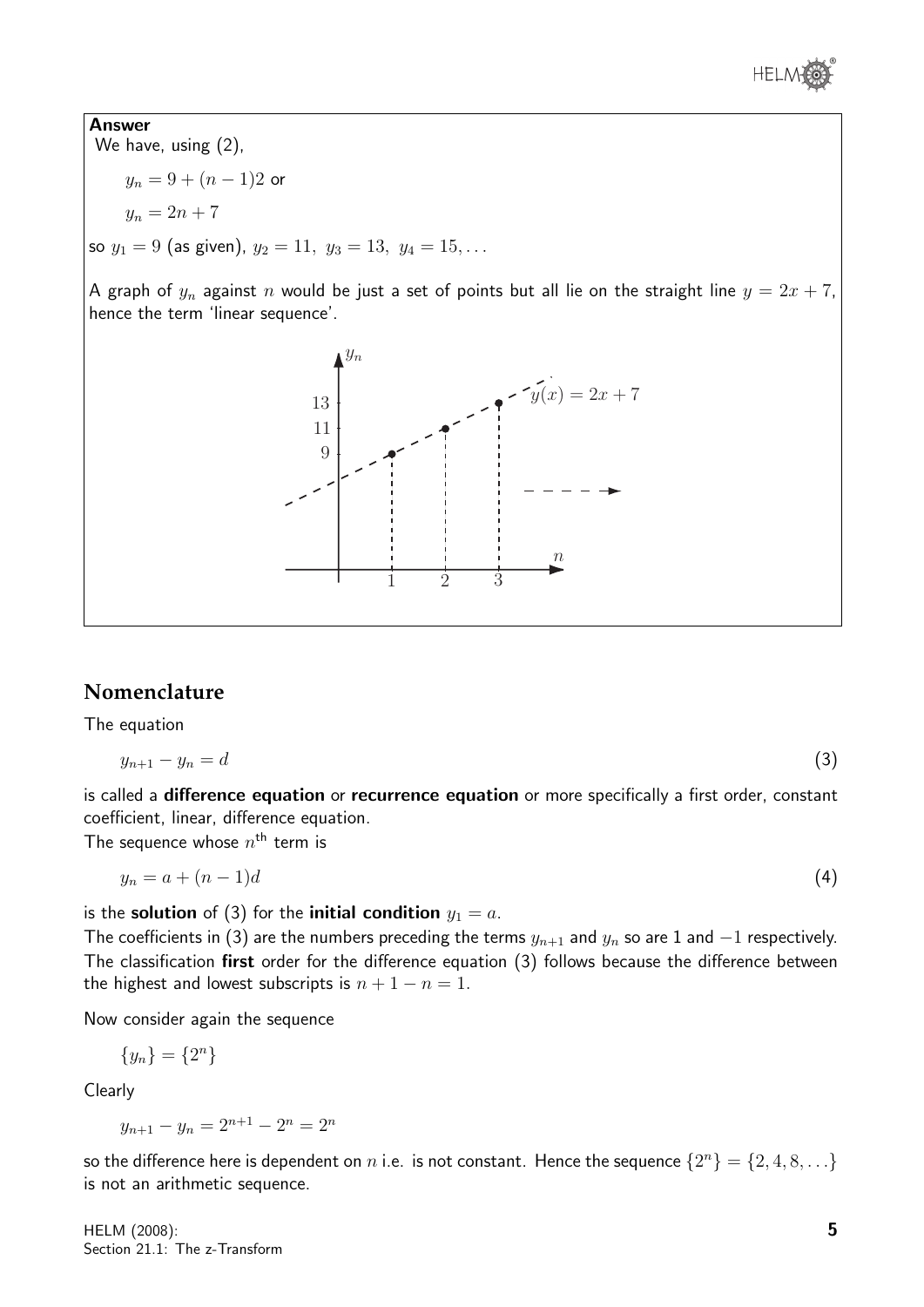**Answer**

We have, using (2),

$$y_n = 9 + (n-1)2 \text{ or}$$

$$y_n = 2n + 7$$

so $y_1 = 9$ (as given), $y_2 = 11,\ y_3 = 13,\ y_4 = 15, \ldots$

A graph of $y_n$ against $n$ would be just a set of points but all lie on the straight line $y = 2x + 7$, hence the term 'linear sequence'.

$y_n$
13
11
9
$y(x) = 2x + 7$
$n$
1
2
3

## Nomenclature

The equation

$$y_{n+1} - y_n = d \tag{3}$$

is called a **difference equation** or **recurrence equation** or more specifically a first order, constant coefficient, linear, difference equation.

The sequence whose $n^{\text{th}}$ term is

$$y_n = a + (n-1)d \tag{4}$$

is the **solution** of (3) for the **initial condition** $y_1 = a$.

The coefficients in (3) are the numbers preceding the terms $y_{n+1}$ and $y_n$ so are 1 and $-1$ respectively. The classification **first** order for the difference equation (3) follows because the difference between the highest and lowest subscripts is $n + 1 - n = 1$.

Now consider again the sequence

$$\{y_n\} = \{2^n\}$$

Clearly

$$y_{n+1} - y_n = 2^{n+1} - 2^n = 2^n$$

so the difference here is dependent on $n$ i.e. is not constant. Hence the sequence $\{2^n\} = \{2, 4, 8, \ldots\}$ is not an arithmetic sequence.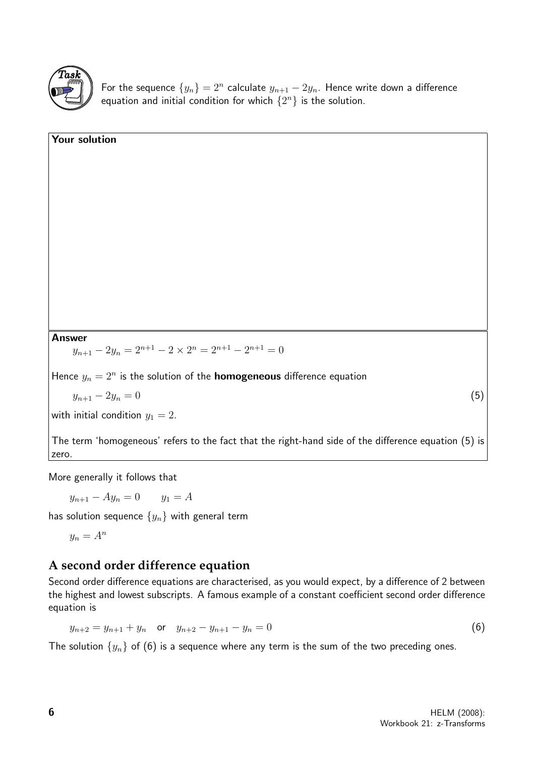**Task**

For the sequence $\{y_n\} = 2^n$ calculate $y_{n+1} - 2y_n$. Hence write down a difference equation and initial condition for which $\{2^n\}$ is the solution.

**Your solution**

**Answer**

$$y_{n+1} - 2y_n = 2^{n+1} - 2 \times 2^n = 2^{n+1} - 2^{n+1} = 0$$

Hence $y_n = 2^n$ is the solution of the **homogeneous** difference equation

$$y_{n+1} - 2y_n = 0 \qquad (5)$$

with initial condition $y_1 = 2$.

The term 'homogeneous' refers to the fact that the right-hand side of the difference equation (5) is zero.

More generally it follows that

$$y_{n+1} - Ay_n = 0 \qquad y_1 = A$$

has solution sequence $\{y_n\}$ with general term

$$y_n = A^n$$

## A second order difference equation

Second order difference equations are characterised, as you would expect, by a difference of 2 between the highest and lowest subscripts. A famous example of a constant coefficient second order difference equation is

$$y_{n+2} = y_{n+1} + y_n \quad \text{or} \quad y_{n+2} - y_{n+1} - y_n = 0 \qquad (6)$$

The solution $\{y_n\}$ of (6) is a sequence where any term is the sum of the two preceding ones.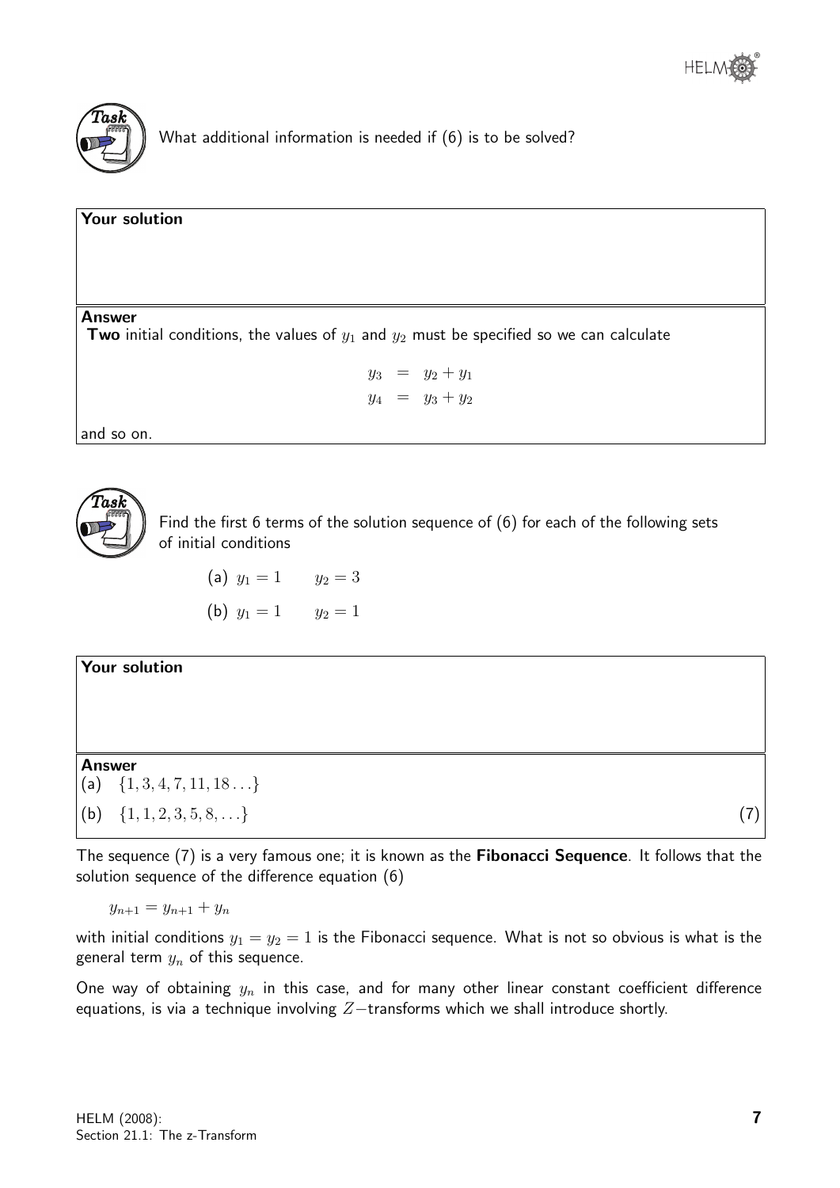**Task**

What additional information is needed if (6) is to be solved?

**Your solution**

**Answer**

**Two** initial conditions, the values of $y_1$ and $y_2$ must be specified so we can calculate

$$
\begin{aligned}
y_3 &= y_2 + y_1 \\
y_4 &= y_3 + y_2
\end{aligned}
$$

and so on.

**Task**

Find the first 6 terms of the solution sequence of (6) for each of the following sets of initial conditions

(a) $y_1 = 1 \qquad y_2 = 3$

(b) $y_1 = 1 \qquad y_2 = 1$

**Your solution**

**Answer**

(a) $\{1, 3, 4, 7, 11, 18 \ldots\}$

(b) $\{1, 1, 2, 3, 5, 8, \ldots\}$ (7)

The sequence (7) is a very famous one; it is known as the **Fibonacci Sequence**. It follows that the solution sequence of the difference equation (6)

$y_{n+1} = y_{n+1} + y_n$

with initial conditions $y_1 = y_2 = 1$ is the Fibonacci sequence. What is not so obvious is what is the general term $y_n$ of this sequence.

One way of obtaining $y_n$ in this case, and for many other linear constant coefficient difference equations, is via a technique involving $Z-$transforms which we shall introduce shortly.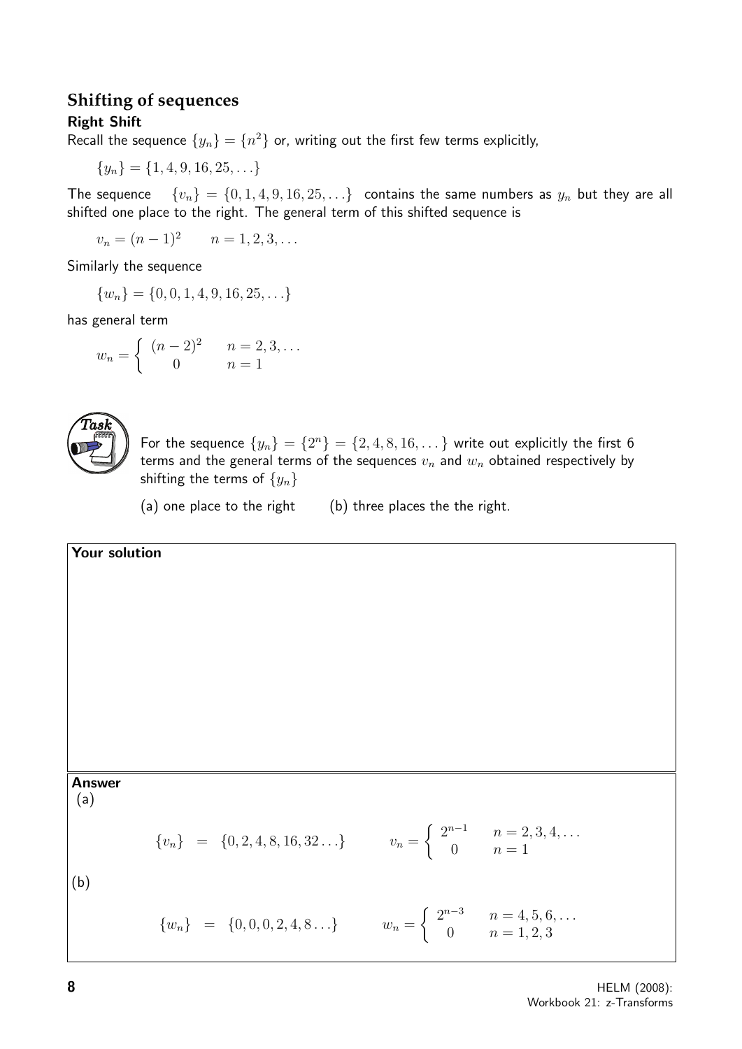## Shifting of sequences

### Right Shift

Recall the sequence $\{y_n\} = \{n^2\}$ or, writing out the first few terms explicitly,

$$\{y_n\} = \{1, 4, 9, 16, 25, \ldots\}$$

The sequence $\{v_n\} = \{0, 1, 4, 9, 16, 25, \ldots\}$ contains the same numbers as $y_n$ but they are all shifted one place to the right. The general term of this shifted sequence is

$$v_n = (n-1)^2 \qquad n = 1, 2, 3, \ldots$$

Similarly the sequence

$$\{w_n\} = \{0, 0, 1, 4, 9, 16, 25, \ldots\}$$

has general term

$$w_n = \begin{cases} (n-2)^2 & n = 2, 3, \ldots \\ 0 & n = 1 \end{cases}$$

**Task**

For the sequence $\{y_n\} = \{2^n\} = \{2, 4, 8, 16, \ldots\}$ write out explicitly the first 6 terms and the general terms of the sequences $v_n$ and $w_n$ obtained respectively by shifting the terms of $\{y_n\}$

(a) one place to the right (b) three places the the right.

**Your solution**

**Answer**

(a)

$$\{v_n\} = \{0, 2, 4, 8, 16, 32 \ldots\} \qquad v_n = \begin{cases} 2^{n-1} & n = 2, 3, 4, \ldots \\ 0 & n = 1 \end{cases}$$

(b)

$$\{w_n\} = \{0, 0, 0, 2, 4, 8 \ldots\} \qquad w_n = \begin{cases} 2^{n-3} & n = 4, 5, 6, \ldots \\ 0 & n = 1, 2, 3 \end{cases}$$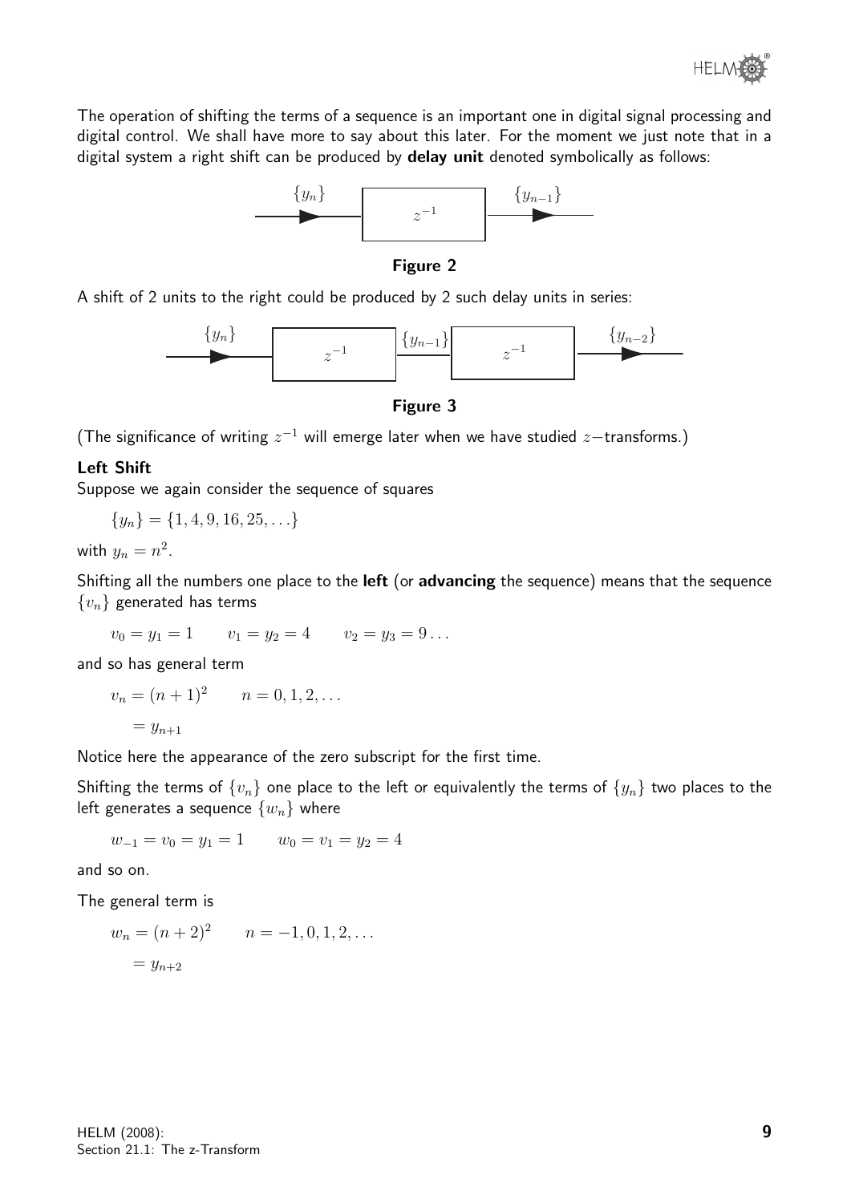The operation of shifting the terms of a sequence is an important one in digital signal processing and digital control. We shall have more to say about this later. For the moment we just note that in a digital system a right shift can be produced by **delay unit** denoted symbolically as follows:

$\{y_n\}$

$z^{-1}$

$\{y_{n-1}\}$

**Figure 2**

A shift of 2 units to the right could be produced by 2 such delay units in series:

$\{y_n\}$

$z^{-1}$

$\{y_{n-1}\}$

$z^{-1}$

$\{y_{n-2}\}$

**Figure 3**

(The significance of writing $z^{-1}$ will emerge later when we have studied $z-$transforms.)

**Left Shift**

Suppose we again consider the sequence of squares

$$\{y_n\} = \{1, 4, 9, 16, 25, \dots\}$$

with $y_n = n^2$.

Shifting all the numbers one place to the **left** (or **advancing** the sequence) means that the sequence $\{v_n\}$ generated has terms

$$v_0 = y_1 = 1 \qquad v_1 = y_2 = 4 \qquad v_2 = y_3 = 9 \dots$$

and so has general term

$$v_n = (n+1)^2 \qquad n = 0, 1, 2, \dots$$
$$= y_{n+1}$$

Notice here the appearance of the zero subscript for the first time.

Shifting the terms of $\{v_n\}$ one place to the left or equivalently the terms of $\{y_n\}$ two places to the left generates a sequence $\{w_n\}$ where

$$w_{-1} = v_0 = y_1 = 1 \qquad w_0 = v_1 = y_2 = 4$$

and so on.

The general term is

$$w_n = (n+2)^2 \qquad n = -1, 0, 1, 2, \dots$$
$$= y_{n+2}$$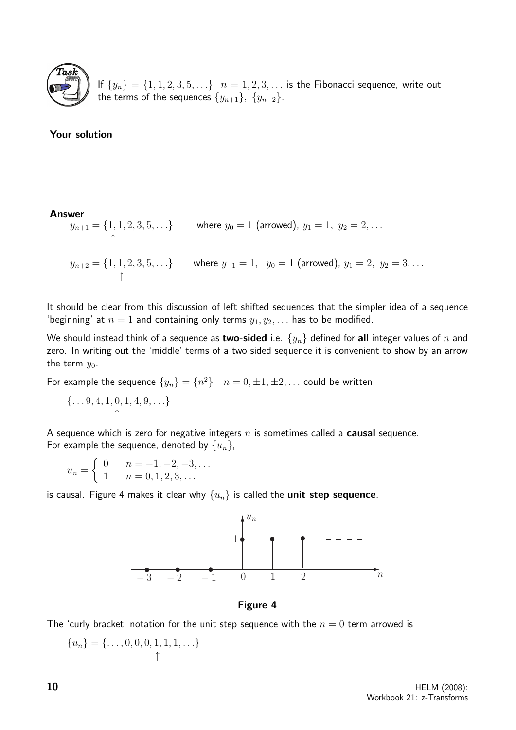**Task**

If $\{y_n\} = \{1, 1, 2, 3, 5, \ldots\} \quad n = 1, 2, 3, \ldots$ is the Fibonacci sequence, write out the terms of the sequences $\{y_{n+1}\}, \ \{y_{n+2}\}$.

**Your solution**

**Answer**

$$y_{n+1} = \{1, \underset{\uparrow}{1}, 2, 3, 5, \ldots\} \qquad \text{where } y_0 = 1 \text{ (arrowed)}, \ y_1 = 1, \ y_2 = 2, \ldots$$

$$y_{n+2} = \{1, 1, \underset{\uparrow}{2}, 3, 5, \ldots\} \qquad \text{where } y_{-1} = 1, \quad y_0 = 1 \text{ (arrowed)}, \ y_1 = 2, \ y_2 = 3, \ldots$$

It should be clear from this discussion of left shifted sequences that the simpler idea of a sequence 'beginning' at $n = 1$ and containing only terms $y_1, y_2, \ldots$ has to be modified.

We should instead think of a sequence as **two-sided** i.e. $\{y_n\}$ defined for **all** integer values of $n$ and zero. In writing out the 'middle' terms of a two sided sequence it is convenient to show by an arrow the term $y_0$.

For example the sequence $\{y_n\} = \{n^2\} \quad n = 0, \pm 1, \pm 2, \ldots$ could be written

$$\{\ldots 9, 4, 1, \underset{\uparrow}{0}, 1, 4, 9, \ldots\}$$

A sequence which is zero for negative integers $n$ is sometimes called a **causal** sequence.
For example the sequence, denoted by $\{u_n\}$,

$$u_n = \begin{cases} 0 & n = -1, -2, -3, \ldots \\ 1 & n = 0, 1, 2, 3, \ldots \end{cases}$$

is causal. Figure 4 makes it clear why $\{u_n\}$ is called the **unit step sequence**.

$u_n$

1

$-3 \quad -2 \quad -1 \quad 0 \quad 1 \quad 2 \qquad n$

**Figure 4**

The 'curly bracket' notation for the unit step sequence with the $n = 0$ term arrowed is

$$\{u_n\} = \{\ldots, 0, 0, 0, \underset{\uparrow}{1}, 1, 1, \ldots\}$$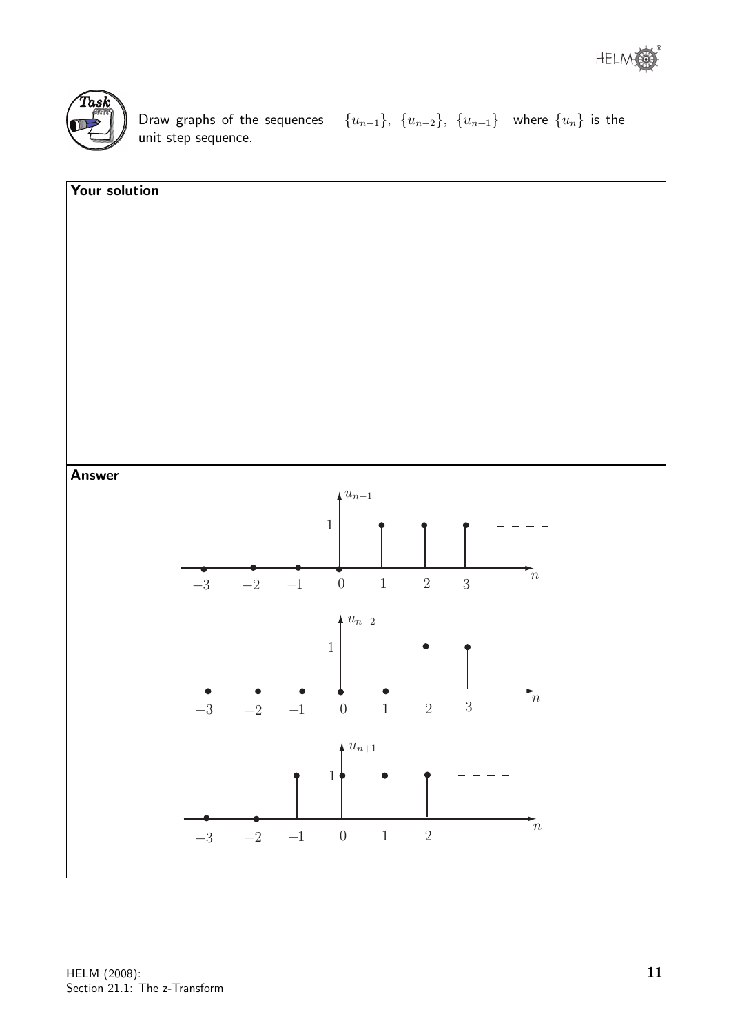**Task**

Draw graphs of the sequences $\{u_{n-1}\}$, $\{u_{n-2}\}$, $\{u_{n+1}\}$ where $\{u_n\}$ is the unit step sequence.

**Your solution**

**Answer**

$u_{n-1}$

1

$n$

$-3$ $-2$ $-1$ $0$ $1$ $2$ $3$

$u_{n-2}$

1

$n$

$-3$ $-2$ $-1$ $0$ $1$ $2$ $3$

$u_{n+1}$

1

$n$

$-3$ $-2$ $-1$ $0$ $1$ $2$